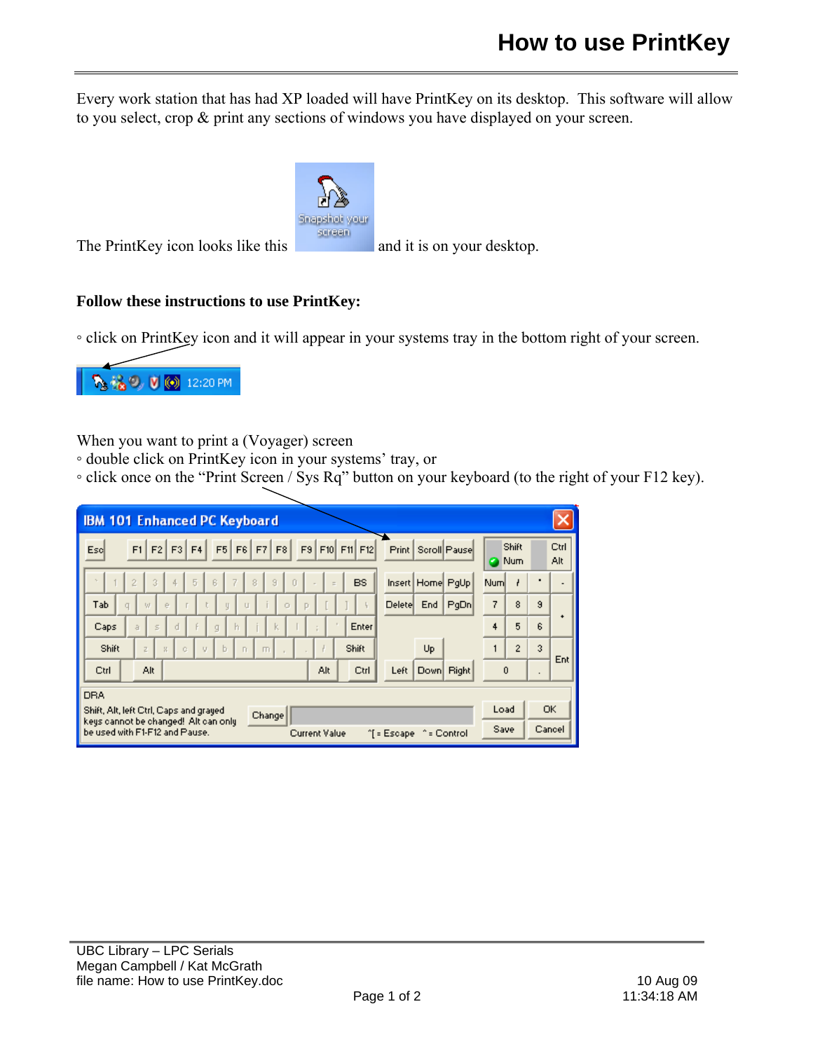# How to use PrintKey

Every work station that has had XP loaded will have PrintKey on its desktop. This software will allow to you select, crop & print any sections of windows you have displayed on your screen.

The PrintKey icon looks like this and it is on your desktop.

**Follow these instructions to use PrintKey:**

◦ click on PrintKey icon and it will appear in your systems tray in the bottom right of your screen.

When you want to print a (Voyager) screen
◦ double click on PrintKey icon in your systems' tray, or
◦ click once on the "Print Screen / Sys Rq" button on your keyboard (to the right of your F12 key).

UBC Library – LPC Serials
Megan Campbell / Kat McGrath
file name: How to use PrintKey.doc

10 Aug 09
11:34:18 AM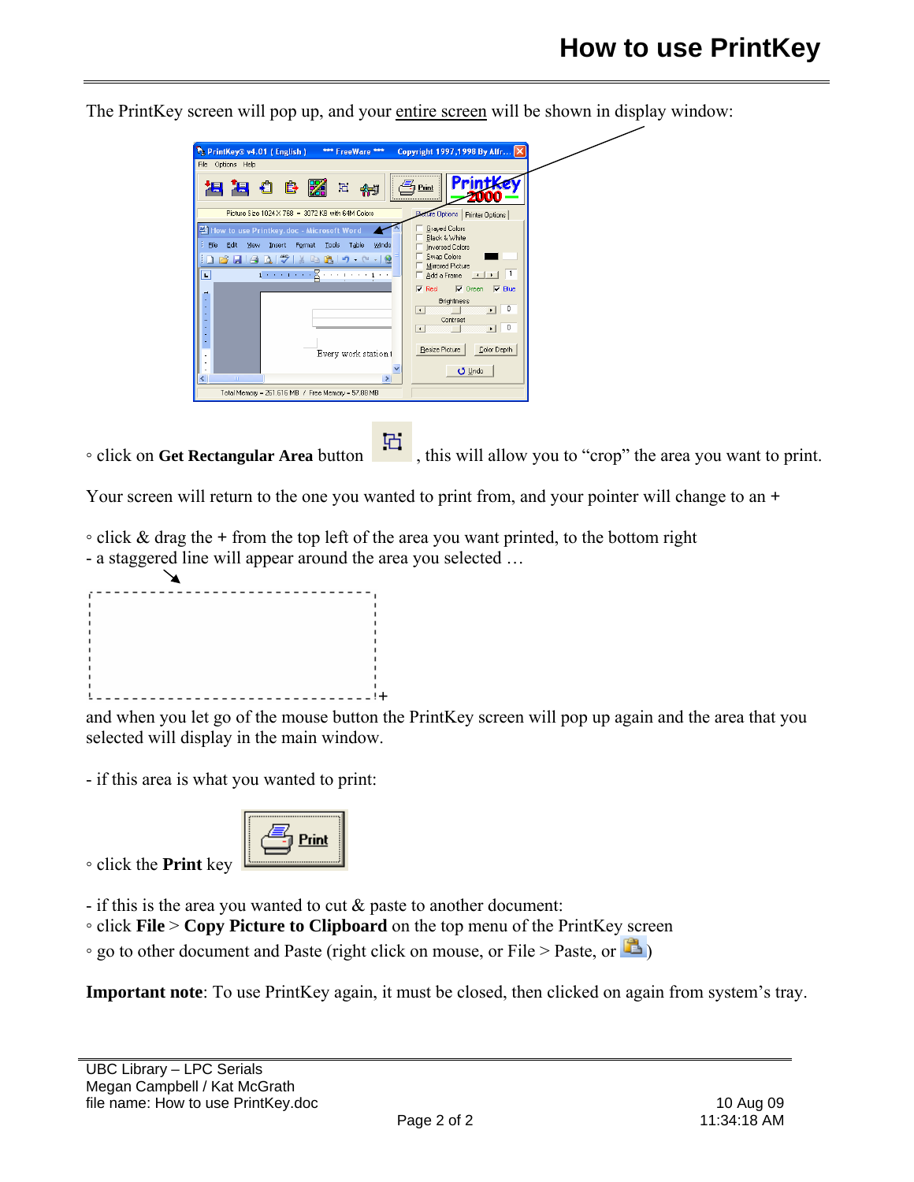# How to use PrintKey

The PrintKey screen will pop up, and your entire screen will be shown in display window:

◦ click on **Get Rectangular Area** button , this will allow you to "crop" the area you want to print.

Your screen will return to the one you wanted to print from, and your pointer will change to an **+**

◦ click & drag the **+** from the top left of the area you want printed, to the bottom right
- a staggered line will appear around the area you selected …

and when you let go of the mouse button the PrintKey screen will pop up again and the area that you selected will display in the main window.

- if this area is what you wanted to print:

◦ click the **Print** key

- if this is the area you wanted to cut & paste to another document:

◦ click **File** > **Copy Picture to Clipboard** on the top menu of the PrintKey screen
◦ go to other document and Paste (right click on mouse, or File > Paste, or )

**Important note**: To use PrintKey again, it must be closed, then clicked on again from system's tray.

UBC Library – LPC Serials
Megan Campbell / Kat McGrath
file name: How to use PrintKey.doc
10 Aug 09
11:34:18 AM